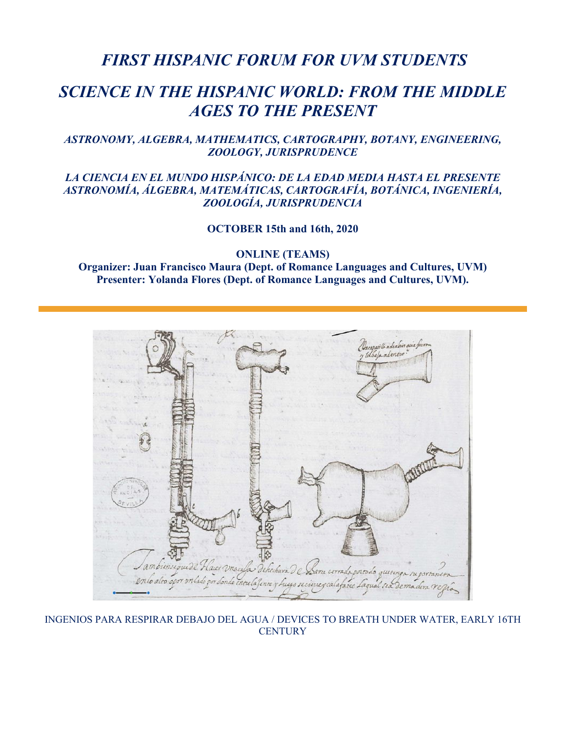# *FIRST HISPANIC FORUM FOR UVM STUDENTS*

# *SCIENCE IN THE HISPANIC WORLD: FROM THE MIDDLE AGES TO THE PRESENT*

### *ASTRONOMY, ALGEBRA, MATHEMATICS, CARTOGRAPHY, BOTANY, ENGINEERING, ZOOLOGY, JURISPRUDENCE*

### *LA CIENCIA EN EL MUNDO HISPÁNICO: DE LA EDAD MEDIA HASTA EL PRESENTE ASTRONOMÍA, ÁLGEBRA, MATEMÁTICAS, CARTOGRAFÍA, BOTÁNICA, INGENIERÍA, ZOOLOGÍA, JURISPRUDENCIA*

**OCTOBER 15th and 16th, 2020**

**ONLINE (TEAMS)**

**Organizer: Juan Francisco Maura (Dept. of Romance Languages and Cultures, UVM)**

**Presenter: Yolanda Flores (Dept. of Romance Languages and Cultures, UVM).**

INGENIOS PARA RESPIRAR DEBAJO DEL AGUA / DEVICES TO BREATH UNDER WATER, EARLY 16TH CENTURY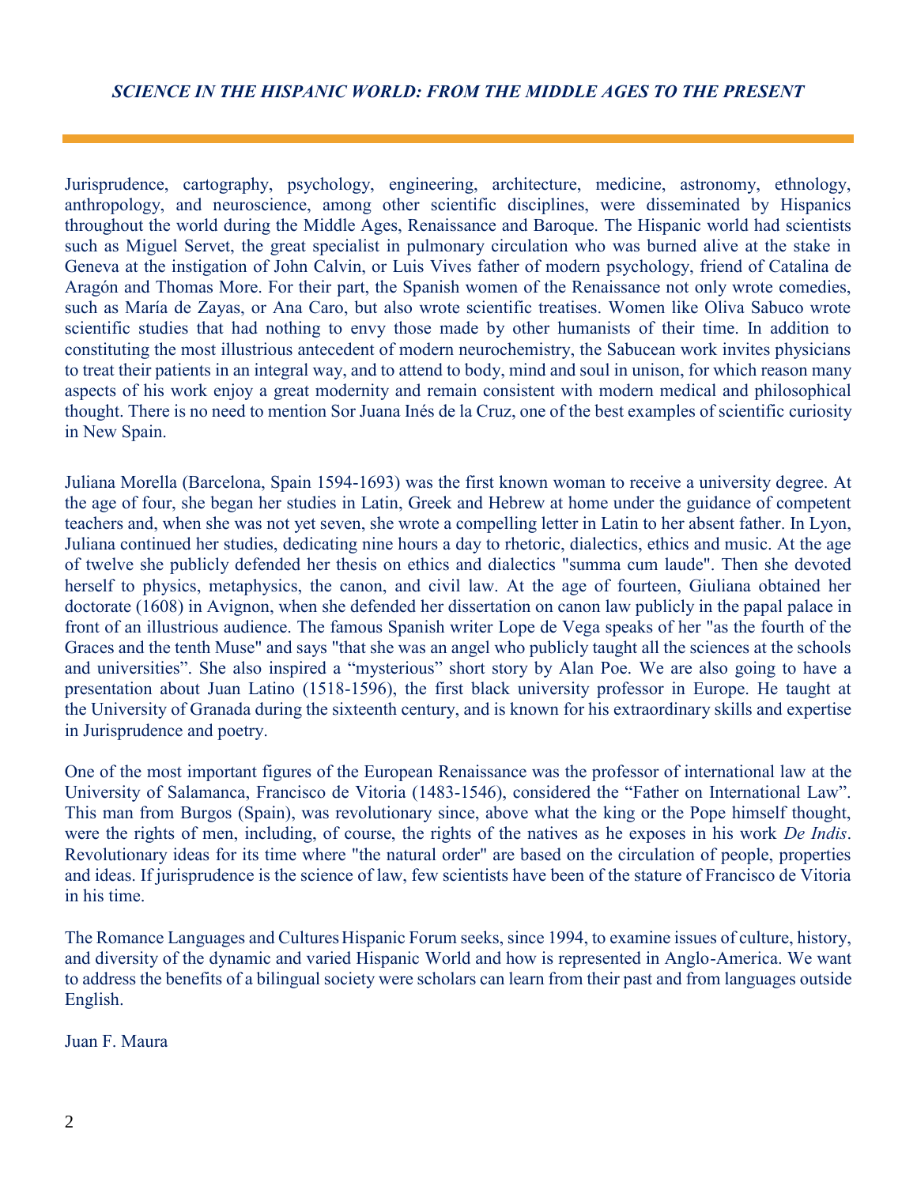## *SCIENCE IN THE HISPANIC WORLD: FROM THE MIDDLE AGES TO THE PRESENT*

Jurisprudence, cartography, psychology, engineering, architecture, medicine, astronomy, ethnology, anthropology, and neuroscience, among other scientific disciplines, were disseminated by Hispanics throughout the world during the Middle Ages, Renaissance and Baroque. The Hispanic world had scientists such as Miguel Servet, the great specialist in pulmonary circulation who was burned alive at the stake in Geneva at the instigation of John Calvin, or Luis Vives father of modern psychology, friend of Catalina de Aragón and Thomas More. For their part, the Spanish women of the Renaissance not only wrote comedies, such as María de Zayas, or Ana Caro, but also wrote scientific treatises. Women like Oliva Sabuco wrote scientific studies that had nothing to envy those made by other humanists of their time. In addition to constituting the most illustrious antecedent of modern neurochemistry, the Sabucean work invites physicians to treat their patients in an integral way, and to attend to body, mind and soul in unison, for which reason many aspects of his work enjoy a great modernity and remain consistent with modern medical and philosophical thought. There is no need to mention Sor Juana Inés de la Cruz, one of the best examples of scientific curiosity in New Spain.

Juliana Morella (Barcelona, Spain 1594-1693) was the first known woman to receive a university degree. At the age of four, she began her studies in Latin, Greek and Hebrew at home under the guidance of competent teachers and, when she was not yet seven, she wrote a compelling letter in Latin to her absent father. In Lyon, Juliana continued her studies, dedicating nine hours a day to rhetoric, dialectics, ethics and music. At the age of twelve she publicly defended her thesis on ethics and dialectics "summa cum laude". Then she devoted herself to physics, metaphysics, the canon, and civil law. At the age of fourteen, Giuliana obtained her doctorate (1608) in Avignon, when she defended her dissertation on canon law publicly in the papal palace in front of an illustrious audience. The famous Spanish writer Lope de Vega speaks of her "as the fourth of the Graces and the tenth Muse" and says "that she was an angel who publicly taught all the sciences at the schools and universities". She also inspired a "mysterious" short story by Alan Poe. We are also going to have a presentation about Juan Latino (1518-1596), the first black university professor in Europe. He taught at the University of Granada during the sixteenth century, and is known for his extraordinary skills and expertise in Jurisprudence and poetry.

One of the most important figures of the European Renaissance was the professor of international law at the University of Salamanca, Francisco de Vitoria (1483-1546), considered the "Father on International Law". This man from Burgos (Spain), was revolutionary since, above what the king or the Pope himself thought, were the rights of men, including, of course, the rights of the natives as he exposes in his work *De Indis*. Revolutionary ideas for its time where "the natural order" are based on the circulation of people, properties and ideas. If jurisprudence is the science of law, few scientists have been of the stature of Francisco de Vitoria in his time.

The Romance Languages and Cultures Hispanic Forum seeks, since 1994, to examine issues of culture, history, and diversity of the dynamic and varied Hispanic World and how is represented in Anglo-America. We want to address the benefits of a bilingual society were scholars can learn from their past and from languages outside English.

Juan F. Maura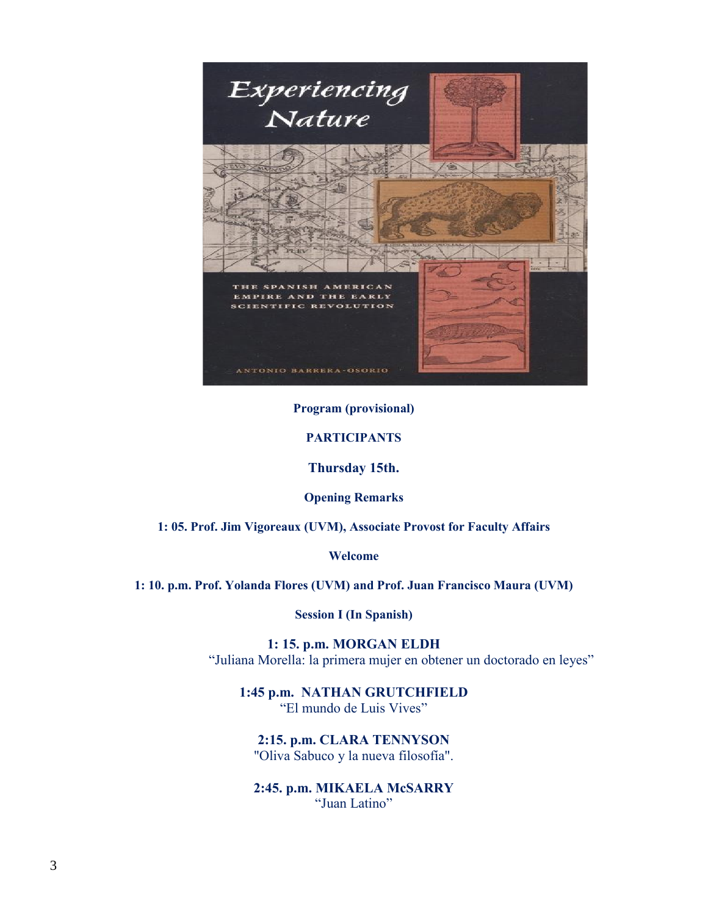**Program (provisional)**

**PARTICIPANTS**

**Thursday 15th.**

**Opening Remarks**

**1: 05. Prof. Jim Vigoreaux (UVM), Associate Provost for Faculty Affairs**

**Welcome**

**1: 10. p.m. Prof. Yolanda Flores (UVM) and Prof. Juan Francisco Maura (UVM)**

**Session I (In Spanish)**

**1: 15. p.m. MORGAN ELDH**
"Juliana Morella: la primera mujer en obtener un doctorado en leyes"

**1:45 p.m. NATHAN GRUTCHFIELD**
"El mundo de Luis Vives"

**2:15. p.m. CLARA TENNYSON**
"Oliva Sabuco y la nueva filosofía".

**2:45. p.m. MIKAELA McSARRY**
"Juan Latino"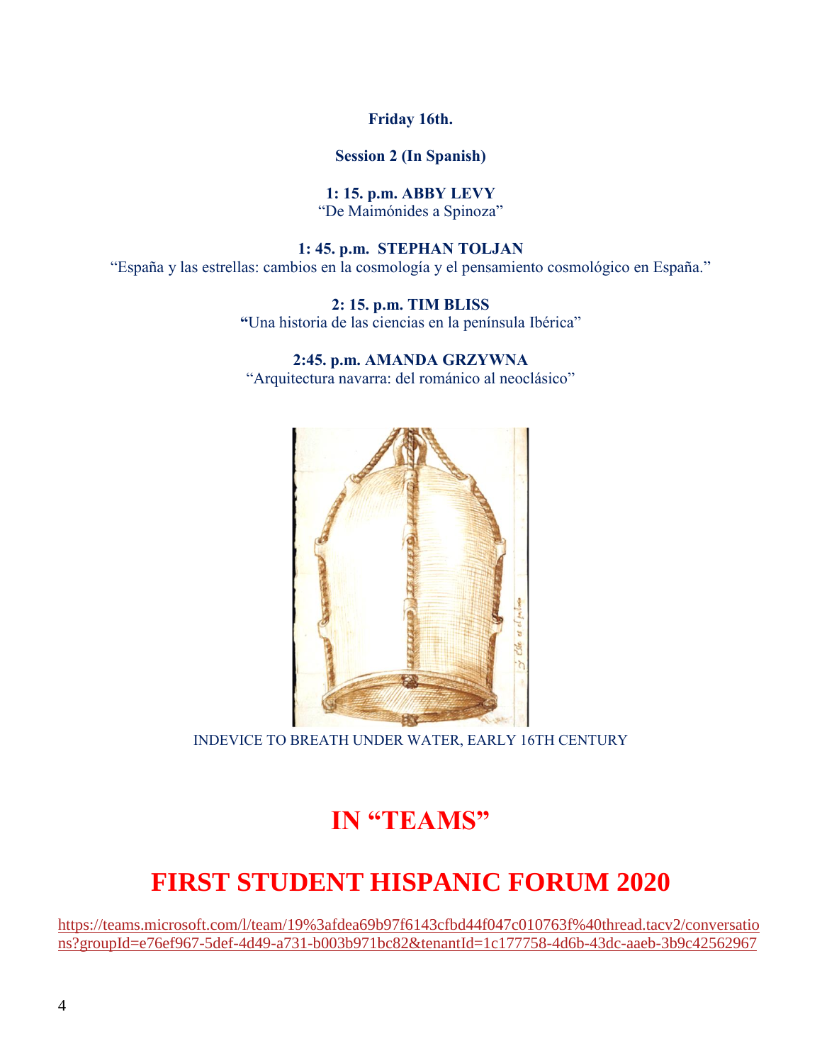**Friday 16th.**

**Session 2 (In Spanish)**

**1: 15. p.m. ABBY LEVY**
"De Maimónides a Spinoza"

**1: 45. p.m. STEPHAN TOLJAN**
"España y las estrellas: cambios en la cosmología y el pensamiento cosmológico en España."

**2: 15. p.m. TIM BLISS**
"Una historia de las ciencias en la península Ibérica"

**2:45. p.m. AMANDA GRZYWNA**
"Arquitectura navarra: del románico al neoclásico"

INDEVICE TO BREATH UNDER WATER, EARLY 16TH CENTURY

# IN "TEAMS"

# FIRST STUDENT HISPANIC FORUM 2020

https://teams.microsoft.com/l/team/19%3afdea69b97f6143cfbd44f047c010763f%40thread.tacv2/conversations?groupId=e76ef967-5def-4d49-a731-b003b971bc82&tenantId=1c177758-4d6b-43dc-aaeb-3b9c42562967